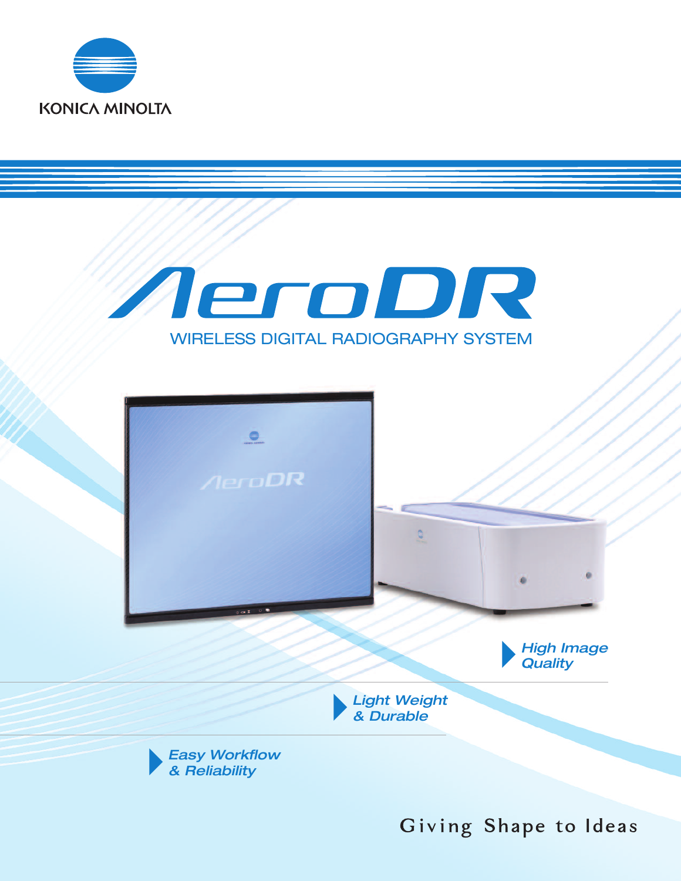KONICA MINOLTA

# AeroDR

## WIRELESS DIGITAL RADIOGRAPHY SYSTEM

- *High Image Quality*
- *Light Weight & Durable*
- *Easy Workflow & Reliability*

Giving Shape to Ideas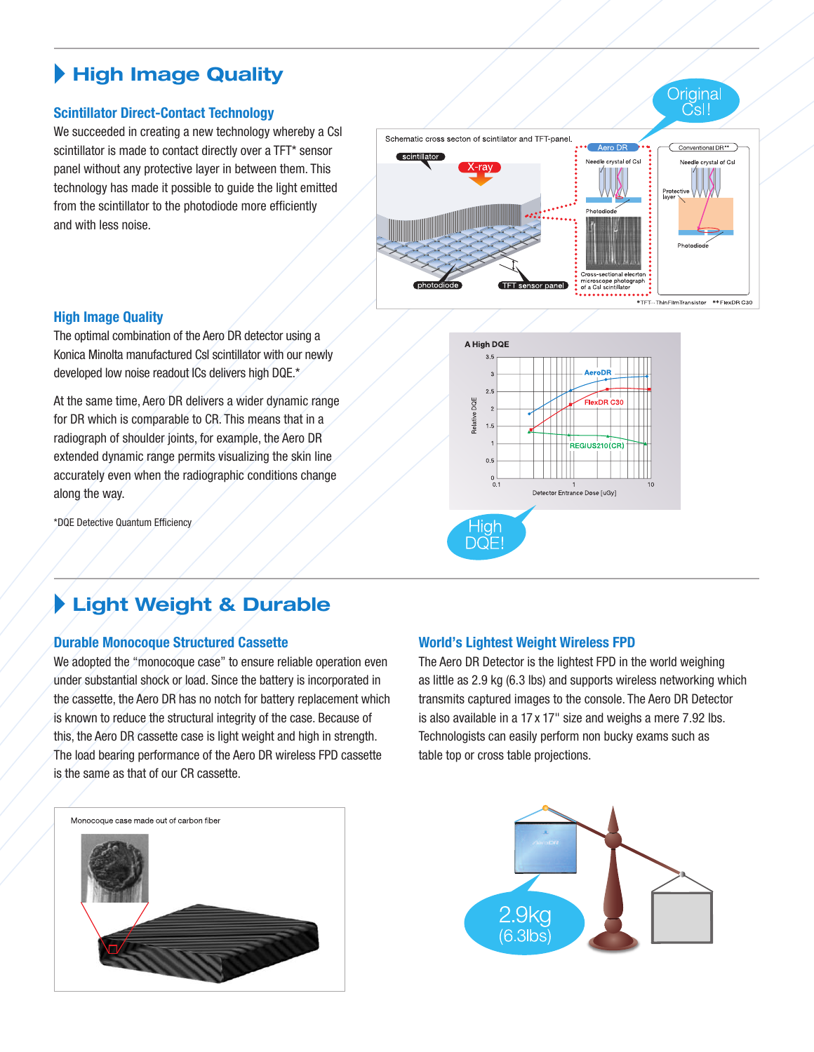## High Image Quality

### Scintillator Direct-Contact Technology

We succeeded in creating a new technology whereby a CsI scintillator is made to contact directly over a TFT* sensor panel without any protective layer in between them. This technology has made it possible to guide the light emitted from the scintillator to the photodiode more efficiently and with less noise.

Original CsI!

Schematic cross secton of scintillator and TFT-panel.

scintillator · X-ray · photodiode · TFT sensor panel

Aero DR: Needle crystal of CsI · Photodiode · Cross-sectional electron microscope photograph of a CsI scintillator

Conventional DR**: Needle crystal of CsI · Protective layer · Photodiode

*TFT…ThinFilmTransistor **FlexDR C30

### High Image Quality

The optimal combination of the Aero DR detector using a Konica Minolta manufactured CsI scintillator with our newly developed low noise readout ICs delivers high DQE.*

At the same time, Aero DR delivers a wider dynamic range for DR which is comparable to CR. This means that in a radiograph of shoulder joints, for example, the Aero DR extended dynamic range permits visualizing the skin line accurately even when the radiographic conditions change along the way.

*DQE Detective Quantum Efficiency

A High DQE

(Graph: Relative DQE vs. Detector Entrance Dose [uGy]; AeroDR, FlexDR C30, REGIUS210(CR))

High DQE!

## Light Weight & Durable

### Durable Monocoque Structured Cassette

We adopted the "monocoque case" to ensure reliable operation even under substantial shock or load. Since the battery is incorporated in the cassette, the Aero DR has no notch for battery replacement which is known to reduce the structural integrity of the case. Because of this, the Aero DR cassette case is light weight and high in strength. The load bearing performance of the Aero DR wireless FPD cassette is the same as that of our CR cassette.

Monocoque case made out of carbon fiber

### World's Lightest Weight Wireless FPD

The Aero DR Detector is the lightest FPD in the world weighing as little as 2.9 kg (6.3 lbs) and supports wireless networking which transmits captured images to the console. The Aero DR Detector is also available in a 17 x 17" size and weighs a mere 7.92 lbs. Technologists can easily perform non bucky exams such as table top or cross table projections.

2.9kg (6.3lbs)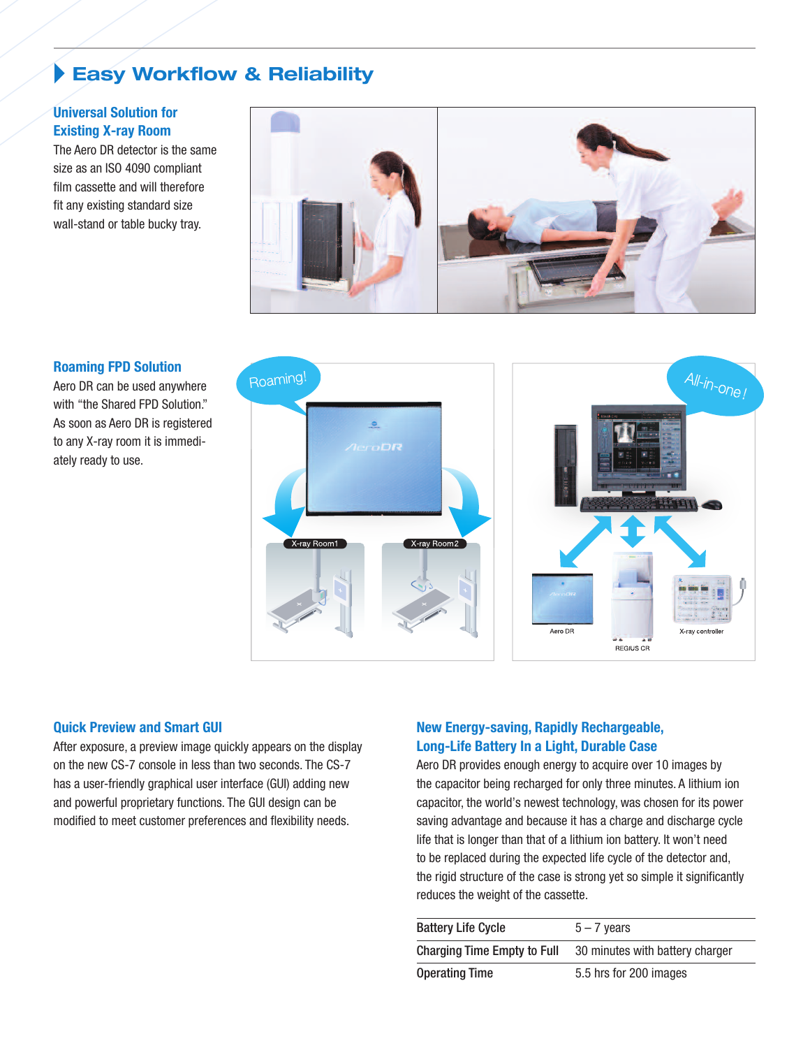## Easy Workflow & Reliability

### Universal Solution for Existing X-ray Room

The Aero DR detector is the same size as an ISO 4090 compliant film cassette and will therefore fit any existing standard size wall-stand or table bucky tray.

### Roaming FPD Solution

Aero DR can be used anywhere with "the Shared FPD Solution." As soon as Aero DR is registered to any X-ray room it is immediately ready to use.

### Quick Preview and Smart GUI

After exposure, a preview image quickly appears on the display on the new CS-7 console in less than two seconds. The CS-7 has a user-friendly graphical user interface (GUI) adding new and powerful proprietary functions. The GUI design can be modified to meet customer preferences and flexibility needs.

### New Energy-saving, Rapidly Rechargeable, Long-Life Battery In a Light, Durable Case

Aero DR provides enough energy to acquire over 10 images by the capacitor being recharged for only three minutes. A lithium ion capacitor, the world's newest technology, was chosen for its power saving advantage and because it has a charge and discharge cycle life that is longer than that of a lithium ion battery. It won't need to be replaced during the expected life cycle of the detector and, the rigid structure of the case is strong yet so simple it significantly reduces the weight of the cassette.

| | |
|---|---|
| Battery Life Cycle | 5 – 7 years |
| Charging Time Empty to Full | 30 minutes with battery charger |
| Operating Time | 5.5 hrs for 200 images |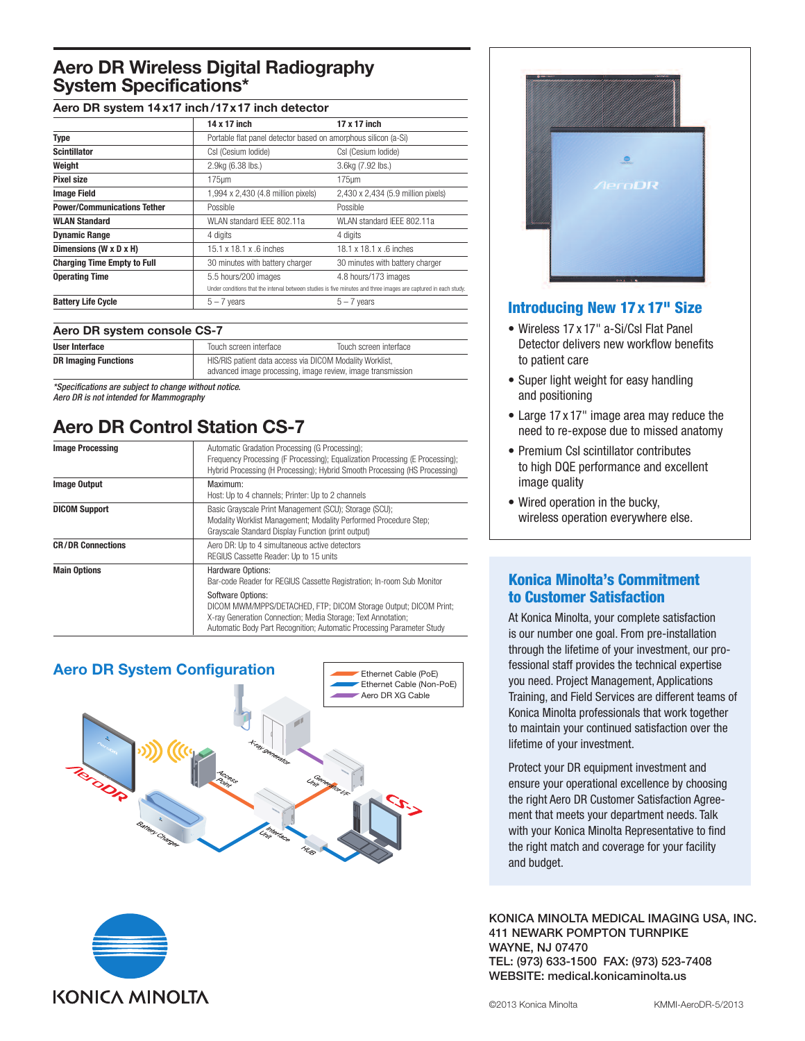# Aero DR Wireless Digital Radiography System Specifications*

### Aero DR system 14 x 17 inch/17 x 17 inch detector

| | 14 x 17 inch | 17 x 17 inch |
|---|---|---|
| **Type** | Portable flat panel detector based on amorphous silicon (a-Si) | |
| **Scintillator** | CsI (Cesium Iodide) | CsI (Cesium Iodide) |
| **Weight** | 2.9kg (6.38 lbs.) | 3.6kg (7.92 lbs.) |
| **Pixel size** | 175µm | 175µm |
| **Image Field** | 1,994 x 2,430 (4.8 million pixels) | 2,430 x 2,434 (5.9 million pixels) |
| **Power/Communications Tether** | Possible | Possible |
| **WLAN Standard** | WLAN standard IEEE 802.11a | WLAN standard IEEE 802.11a |
| **Dynamic Range** | 4 digits | 4 digits |
| **Dimensions (W x D x H)** | 15.1 x 18.1 x .6 inches | 18.1 x 18.1 x .6 inches |
| **Charging Time Empty to Full** | 30 minutes with battery charger | 30 minutes with battery charger |
| **Operating Time** | 5.5 hours/200 images<br>Under conditions that the interval between studies is five minutes and three images are captured in each study. | 4.8 hours/173 images |
| **Battery Life Cycle** | 5 – 7 years | 5 – 7 years |

### Aero DR system console CS-7

| | | |
|---|---|---|
| **User Interface** | Touch screen interface | Touch screen interface |
| **DR Imaging Functions** | HIS/RIS patient data access via DICOM Modality Worklist, advanced image processing, image review, image transmission | |

*Specifications are subject to change without notice.*
*Aero DR is not intended for Mammography*

## Aero DR Control Station CS-7

| | |
|---|---|
| **Image Processing** | Automatic Gradation Processing (G Processing); Frequency Processing (F Processing); Equalization Processing (E Processing); Hybrid Processing (H Processing); Hybrid Smooth Processing (HS Processing) |
| **Image Output** | Maximum:<br>Host: Up to 4 channels; Printer: Up to 2 channels |
| **DICOM Support** | Basic Grayscale Print Management (SCU); Storage (SCU); Modality Worklist Management; Modality Performed Procedure Step; Grayscale Standard Display Function (print output) |
| **CR/DR Connections** | Aero DR: Up to 4 simultaneous active detectors<br>REGIUS Cassette Reader: Up to 15 units |
| **Main Options** | Hardware Options:<br>Bar-code Reader for REGIUS Cassette Registration; In-room Sub Monitor<br>Software Options:<br>DICOM MWM/MPPS/DETACHED, FTP; DICOM Storage Output; DICOM Print; X-ray Generation Connection; Media Storage; Text Annotation; Automatic Body Part Recognition; Automatic Processing Parameter Study |

## Aero DR System Configuration

Ethernet Cable (PoE)
Ethernet Cable (Non-PoE)
Aero DR XG Cable

AeroDR
Access Point
X-ray generator
Generator I/F Unit
CS-7
Battery Charger
Interface Unit
HUB

## Introducing New 17 x 17" Size

- Wireless 17 x 17" a-Si/CsI Flat Panel Detector delivers new workflow benefits to patient care
- Super light weight for easy handling and positioning
- Large 17 x 17" image area may reduce the need to re-expose due to missed anatomy
- Premium CsI scintillator contributes to high DQE performance and excellent image quality
- Wired operation in the bucky, wireless operation everywhere else.

## Konica Minolta's Commitment to Customer Satisfaction

At Konica Minolta, your complete satisfaction is our number one goal. From pre-installation through the lifetime of your investment, our professional staff provides the technical expertise you need. Project Management, Applications Training, and Field Services are different teams of Konica Minolta professionals that work together to maintain your continued satisfaction over the lifetime of your investment.

Protect your DR equipment investment and ensure your operational excellence by choosing the right Aero DR Customer Satisfaction Agreement that meets your department needs. Talk with your Konica Minolta Representative to find the right match and coverage for your facility and budget.

KONICA MINOLTA

**KONICA MINOLTA MEDICAL IMAGING USA, INC.**
**411 NEWARK POMPTON TURNPIKE**
**WAYNE, NJ 07470**
**TEL: (973) 633-1500 FAX: (973) 523-7408**
**WEBSITE: medical.konicaminolta.us**

©2013 Konica Minolta KMMI-AeroDR-5/2013